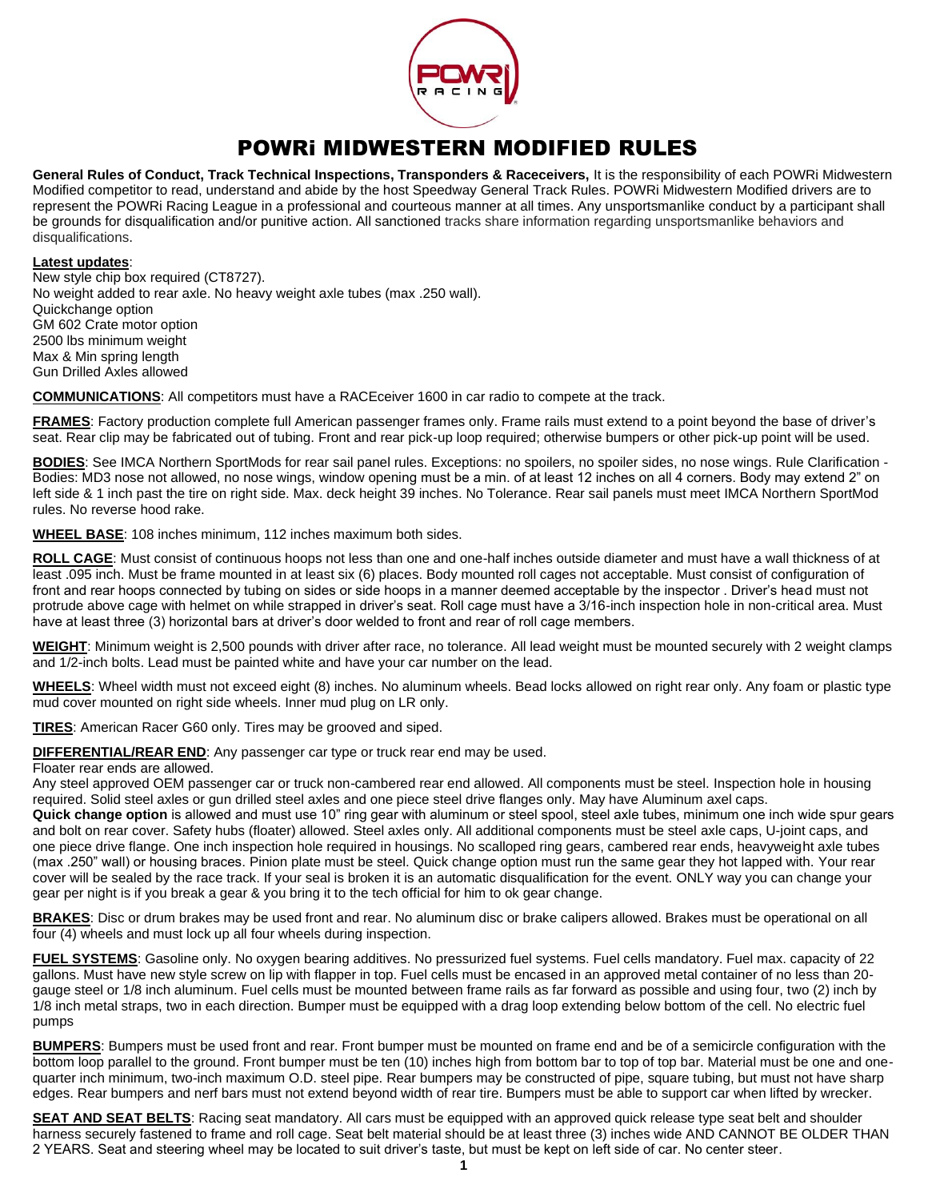# POWRi MIDWESTERN MODIFIED RULES

**General Rules of Conduct, Track Technical Inspections, Transponders & Raceceivers,** It is the responsibility of each POWRi Midwestern Modified competitor to read, understand and abide by the host Speedway General Track Rules. POWRi Midwestern Modified drivers are to represent the POWRi Racing League in a professional and courteous manner at all times. Any unsportsmanlike conduct by a participant shall be grounds for disqualification and/or punitive action. All sanctioned tracks share information regarding unsportsmanlike behaviors and disqualifications.

**Latest updates**:
New style chip box required (CT8727).
No weight added to rear axle. No heavy weight axle tubes (max .250 wall).
Quickchange option
GM 602 Crate motor option
2500 lbs minimum weight
Max & Min spring length
Gun Drilled Axles allowed

**COMMUNICATIONS**: All competitors must have a RACEceiver 1600 in car radio to compete at the track.

**FRAMES**: Factory production complete full American passenger frames only. Frame rails must extend to a point beyond the base of driver's seat. Rear clip may be fabricated out of tubing. Front and rear pick-up loop required; otherwise bumpers or other pick-up point will be used.

**BODIES**: See IMCA Northern SportMods for rear sail panel rules. Exceptions: no spoilers, no spoiler sides, no nose wings. Rule Clarification - Bodies: MD3 nose not allowed, no nose wings, window opening must be a min. of at least 12 inches on all 4 corners. Body may extend 2" on left side & 1 inch past the tire on right side. Max. deck height 39 inches. No Tolerance. Rear sail panels must meet IMCA Northern SportMod rules. No reverse hood rake.

**WHEEL BASE**: 108 inches minimum, 112 inches maximum both sides.

**ROLL CAGE**: Must consist of continuous hoops not less than one and one-half inches outside diameter and must have a wall thickness of at least .095 inch. Must be frame mounted in at least six (6) places. Body mounted roll cages not acceptable. Must consist of configuration of front and rear hoops connected by tubing on sides or side hoops in a manner deemed acceptable by the inspector . Driver's head must not protrude above cage with helmet on while strapped in driver's seat. Roll cage must have a 3/16-inch inspection hole in non-critical area. Must have at least three (3) horizontal bars at driver's door welded to front and rear of roll cage members.

**WEIGHT**: Minimum weight is 2,500 pounds with driver after race, no tolerance. All lead weight must be mounted securely with 2 weight clamps and 1/2-inch bolts. Lead must be painted white and have your car number on the lead.

**WHEELS**: Wheel width must not exceed eight (8) inches. No aluminum wheels. Bead locks allowed on right rear only. Any foam or plastic type mud cover mounted on right side wheels. Inner mud plug on LR only.

**TIRES**: American Racer G60 only. Tires may be grooved and siped.

**DIFFERENTIAL/REAR END**: Any passenger car type or truck rear end may be used.
Floater rear ends are allowed.
Any steel approved OEM passenger car or truck non-cambered rear end allowed. All components must be steel. Inspection hole in housing required. Solid steel axles or gun drilled steel axles and one piece steel drive flanges only. May have Aluminum axel caps.
**Quick change option** is allowed and must use 10" ring gear with aluminum or steel spool, steel axle tubes, minimum one inch wide spur gears and bolt on rear cover. Safety hubs (floater) allowed. Steel axles only. All additional components must be steel axle caps, U-joint caps, and one piece drive flange. One inch inspection hole required in housings. No scalloped ring gears, cambered rear ends, heavyweight axle tubes (max .250" wall) or housing braces. Pinion plate must be steel. Quick change option must run the same gear they hot lapped with. Your rear cover will be sealed by the race track. If your seal is broken it is an automatic disqualification for the event. ONLY way you can change your gear per night is if you break a gear & you bring it to the tech official for him to ok gear change.

**BRAKES**: Disc or drum brakes may be used front and rear. No aluminum disc or brake calipers allowed. Brakes must be operational on all four (4) wheels and must lock up all four wheels during inspection.

**FUEL SYSTEMS**: Gasoline only. No oxygen bearing additives. No pressurized fuel systems. Fuel cells mandatory. Fuel max. capacity of 22 gallons. Must have new style screw on lip with flapper in top. Fuel cells must be encased in an approved metal container of no less than 20-gauge steel or 1/8 inch aluminum. Fuel cells must be mounted between frame rails as far forward as possible and using four, two (2) inch by 1/8 inch metal straps, two in each direction. Bumper must be equipped with a drag loop extending below bottom of the cell. No electric fuel pumps

**BUMPERS**: Bumpers must be used front and rear. Front bumper must be mounted on frame end and be of a semicircle configuration with the bottom loop parallel to the ground. Front bumper must be ten (10) inches high from bottom bar to top of top bar. Material must be one and one-quarter inch minimum, two-inch maximum O.D. steel pipe. Rear bumpers may be constructed of pipe, square tubing, but must not have sharp edges. Rear bumpers and nerf bars must not extend beyond width of rear tire. Bumpers must be able to support car when lifted by wrecker.

**SEAT AND SEAT BELTS**: Racing seat mandatory. All cars must be equipped with an approved quick release type seat belt and shoulder harness securely fastened to frame and roll cage. Seat belt material should be at least three (3) inches wide AND CANNOT BE OLDER THAN 2 YEARS. Seat and steering wheel may be located to suit driver's taste, but must be kept on left side of car. No center steer.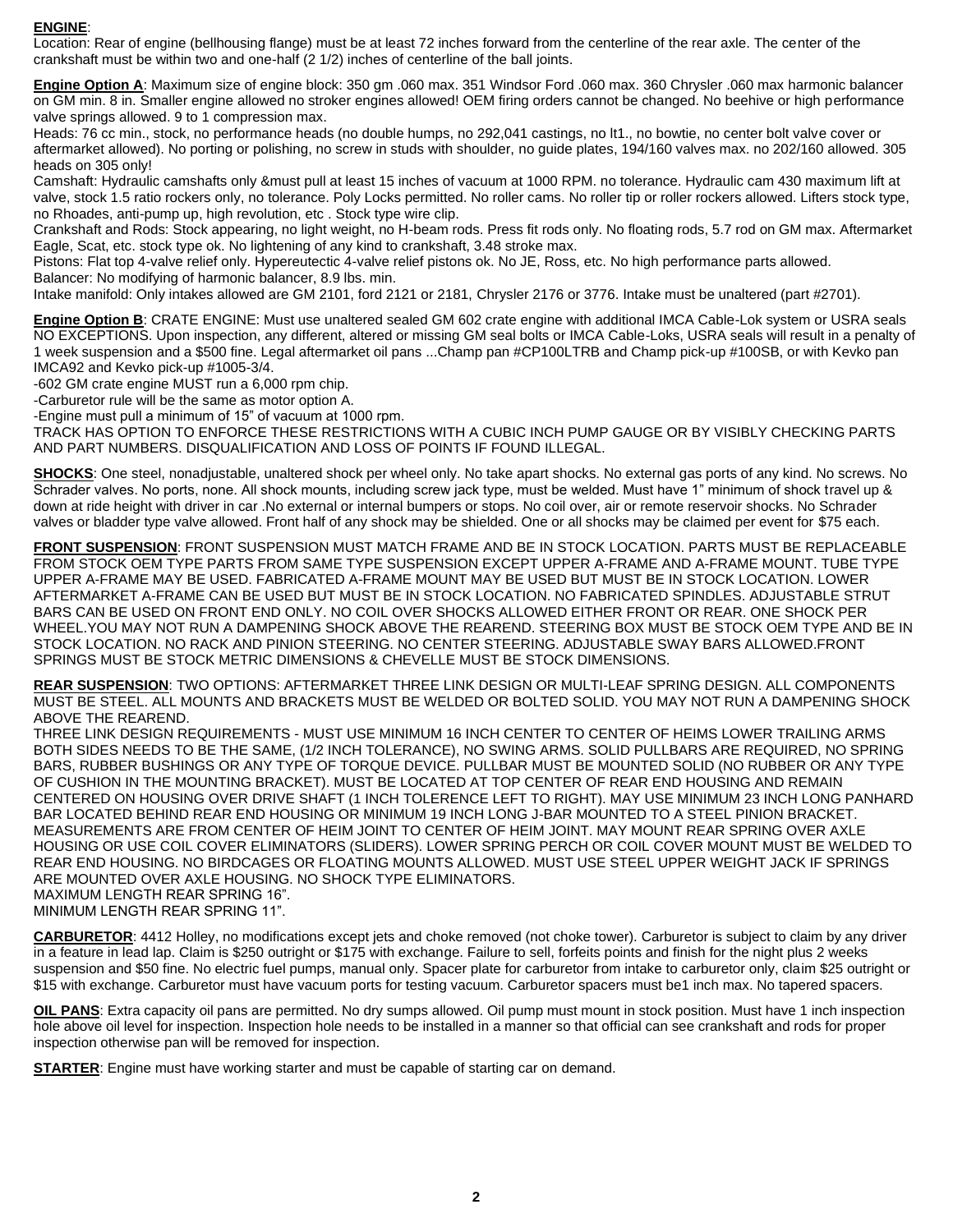**ENGINE**:
Location: Rear of engine (bellhousing flange) must be at least 72 inches forward from the centerline of the rear axle. The center of the crankshaft must be within two and one-half (2 1/2) inches of centerline of the ball joints.

**Engine Option A**: Maximum size of engine block: 350 gm .060 max. 351 Windsor Ford .060 max. 360 Chrysler .060 max harmonic balancer on GM min. 8 in. Smaller engine allowed no stroker engines allowed! OEM firing orders cannot be changed. No beehive or high performance valve springs allowed. 9 to 1 compression max.

Heads: 76 cc min., stock, no performance heads (no double humps, no 292,041 castings, no lt1., no bowtie, no center bolt valve cover or aftermarket allowed). No porting or polishing, no screw in studs with shoulder, no guide plates, 194/160 valves max. no 202/160 allowed. 305 heads on 305 only!

Camshaft: Hydraulic camshafts only &must pull at least 15 inches of vacuum at 1000 RPM. no tolerance. Hydraulic cam 430 maximum lift at valve, stock 1.5 ratio rockers only, no tolerance. Poly Locks permitted. No roller cams. No roller tip or roller rockers allowed. Lifters stock type, no Rhoades, anti-pump up, high revolution, etc . Stock type wire clip.

Crankshaft and Rods: Stock appearing, no light weight, no H-beam rods. Press fit rods only. No floating rods, 5.7 rod on GM max. Aftermarket Eagle, Scat, etc. stock type ok. No lightening of any kind to crankshaft, 3.48 stroke max.

Pistons: Flat top 4-valve relief only. Hypereutectic 4-valve relief pistons ok. No JE, Ross, etc. No high performance parts allowed.

Balancer: No modifying of harmonic balancer, 8.9 lbs. min.

Intake manifold: Only intakes allowed are GM 2101, ford 2121 or 2181, Chrysler 2176 or 3776. Intake must be unaltered (part #2701).

**Engine Option B**: CRATE ENGINE: Must use unaltered sealed GM 602 crate engine with additional IMCA Cable-Lok system or USRA seals NO EXCEPTIONS. Upon inspection, any different, altered or missing GM seal bolts or IMCA Cable-Loks, USRA seals will result in a penalty of 1 week suspension and a $500 fine. Legal aftermarket oil pans ...Champ pan #CP100LTRB and Champ pick-up #100SB, or with Kevko pan IMCA92 and Kevko pick-up #1005-3/4.

-602 GM crate engine MUST run a 6,000 rpm chip.

-Carburetor rule will be the same as motor option A.

-Engine must pull a minimum of 15" of vacuum at 1000 rpm.

TRACK HAS OPTION TO ENFORCE THESE RESTRICTIONS WITH A CUBIC INCH PUMP GAUGE OR BY VISIBLY CHECKING PARTS AND PART NUMBERS. DISQUALIFICATION AND LOSS OF POINTS IF FOUND ILLEGAL.

**SHOCKS**: One steel, nonadjustable, unaltered shock per wheel only. No take apart shocks. No external gas ports of any kind. No screws. No Schrader valves. No ports, none. All shock mounts, including screw jack type, must be welded. Must have 1" minimum of shock travel up & down at ride height with driver in car .No external or internal bumpers or stops. No coil over, air or remote reservoir shocks. No Schrader valves or bladder type valve allowed. Front half of any shock may be shielded. One or all shocks may be claimed per event for $75 each.

**FRONT SUSPENSION**: FRONT SUSPENSION MUST MATCH FRAME AND BE IN STOCK LOCATION. PARTS MUST BE REPLACEABLE FROM STOCK OEM TYPE PARTS FROM SAME TYPE SUSPENSION EXCEPT UPPER A-FRAME AND A-FRAME MOUNT. TUBE TYPE UPPER A-FRAME MAY BE USED. FABRICATED A-FRAME MOUNT MAY BE USED BUT MUST BE IN STOCK LOCATION. LOWER AFTERMARKET A-FRAME CAN BE USED BUT MUST BE IN STOCK LOCATION. NO FABRICATED SPINDLES. ADJUSTABLE STRUT BARS CAN BE USED ON FRONT END ONLY. NO COIL OVER SHOCKS ALLOWED EITHER FRONT OR REAR. ONE SHOCK PER WHEEL.YOU MAY NOT RUN A DAMPENING SHOCK ABOVE THE REAREND. STEERING BOX MUST BE STOCK OEM TYPE AND BE IN STOCK LOCATION. NO RACK AND PINION STEERING. NO CENTER STEERING. ADJUSTABLE SWAY BARS ALLOWED.FRONT SPRINGS MUST BE STOCK METRIC DIMENSIONS & CHEVELLE MUST BE STOCK DIMENSIONS.

**REAR SUSPENSION**: TWO OPTIONS: AFTERMARKET THREE LINK DESIGN OR MULTI-LEAF SPRING DESIGN. ALL COMPONENTS MUST BE STEEL. ALL MOUNTS AND BRACKETS MUST BE WELDED OR BOLTED SOLID. YOU MAY NOT RUN A DAMPENING SHOCK ABOVE THE REAREND.

THREE LINK DESIGN REQUIREMENTS - MUST USE MINIMUM 16 INCH CENTER TO CENTER OF HEIMS LOWER TRAILING ARMS BOTH SIDES NEEDS TO BE THE SAME, (1/2 INCH TOLERANCE), NO SWING ARMS. SOLID PULLBARS ARE REQUIRED, NO SPRING BARS, RUBBER BUSHINGS OR ANY TYPE OF TORQUE DEVICE. PULLBAR MUST BE MOUNTED SOLID (NO RUBBER OR ANY TYPE OF CUSHION IN THE MOUNTING BRACKET). MUST BE LOCATED AT TOP CENTER OF REAR END HOUSING AND REMAIN CENTERED ON HOUSING OVER DRIVE SHAFT (1 INCH TOLERENCE LEFT TO RIGHT). MAY USE MINIMUM 23 INCH LONG PANHARD BAR LOCATED BEHIND REAR END HOUSING OR MINIMUM 19 INCH LONG J-BAR MOUNTED TO A STEEL PINION BRACKET. MEASUREMENTS ARE FROM CENTER OF HEIM JOINT TO CENTER OF HEIM JOINT. MAY MOUNT REAR SPRING OVER AXLE HOUSING OR USE COIL COVER ELIMINATORS (SLIDERS). LOWER SPRING PERCH OR COIL COVER MOUNT MUST BE WELDED TO REAR END HOUSING. NO BIRDCAGES OR FLOATING MOUNTS ALLOWED. MUST USE STEEL UPPER WEIGHT JACK IF SPRINGS ARE MOUNTED OVER AXLE HOUSING. NO SHOCK TYPE ELIMINATORS.

MAXIMUM LENGTH REAR SPRING 16".

MINIMUM LENGTH REAR SPRING 11".

**CARBURETOR**: 4412 Holley, no modifications except jets and choke removed (not choke tower). Carburetor is subject to claim by any driver in a feature in lead lap. Claim is $250 outright or $175 with exchange. Failure to sell, forfeits points and finish for the night plus 2 weeks suspension and $50 fine. No electric fuel pumps, manual only. Spacer plate for carburetor from intake to carburetor only, claim $25 outright or $15 with exchange. Carburetor must have vacuum ports for testing vacuum. Carburetor spacers must be1 inch max. No tapered spacers.

**OIL PANS**: Extra capacity oil pans are permitted. No dry sumps allowed. Oil pump must mount in stock position. Must have 1 inch inspection hole above oil level for inspection. Inspection hole needs to be installed in a manner so that official can see crankshaft and rods for proper inspection otherwise pan will be removed for inspection.

**STARTER**: Engine must have working starter and must be capable of starting car on demand.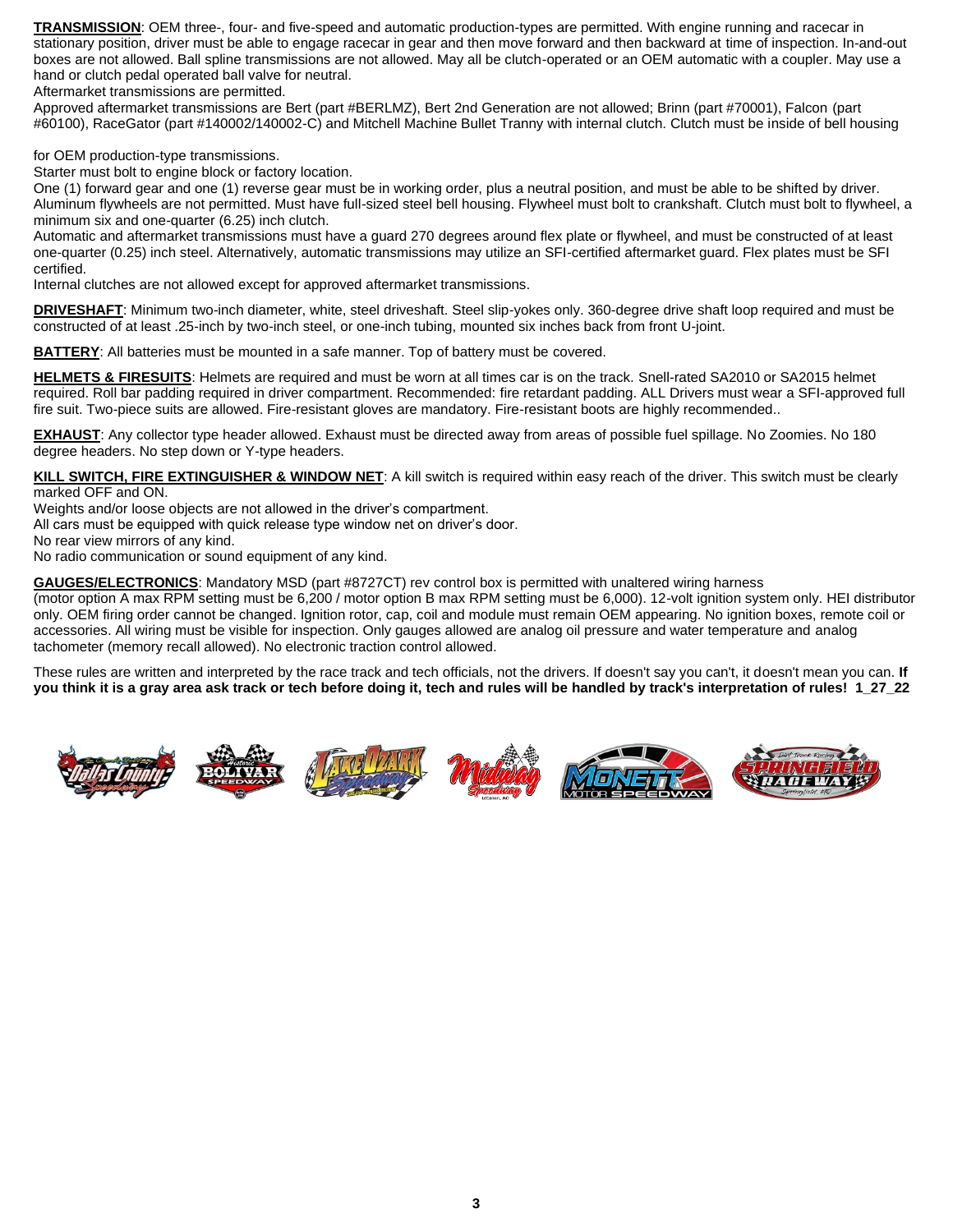**TRANSMISSION**: OEM three-, four- and five-speed and automatic production-types are permitted. With engine running and racecar in stationary position, driver must be able to engage racecar in gear and then move forward and then backward at time of inspection. In-and-out boxes are not allowed. Ball spline transmissions are not allowed. May all be clutch-operated or an OEM automatic with a coupler. May use a hand or clutch pedal operated ball valve for neutral.

Aftermarket transmissions are permitted.

Approved aftermarket transmissions are Bert (part #BERLMZ), Bert 2nd Generation are not allowed; Brinn (part #70001), Falcon (part #60100), RaceGator (part #140002/140002-C) and Mitchell Machine Bullet Tranny with internal clutch. Clutch must be inside of bell housing

for OEM production-type transmissions.

Starter must bolt to engine block or factory location.

One (1) forward gear and one (1) reverse gear must be in working order, plus a neutral position, and must be able to be shifted by driver. Aluminum flywheels are not permitted. Must have full-sized steel bell housing. Flywheel must bolt to crankshaft. Clutch must bolt to flywheel, a minimum six and one-quarter (6.25) inch clutch.

Automatic and aftermarket transmissions must have a guard 270 degrees around flex plate or flywheel, and must be constructed of at least one-quarter (0.25) inch steel. Alternatively, automatic transmissions may utilize an SFI-certified aftermarket guard. Flex plates must be SFI certified.

Internal clutches are not allowed except for approved aftermarket transmissions.

**DRIVESHAFT**: Minimum two-inch diameter, white, steel driveshaft. Steel slip-yokes only. 360-degree drive shaft loop required and must be constructed of at least .25-inch by two-inch steel, or one-inch tubing, mounted six inches back from front U-joint.

**BATTERY**: All batteries must be mounted in a safe manner. Top of battery must be covered.

**HELMETS & FIRESUITS**: Helmets are required and must be worn at all times car is on the track. Snell-rated SA2010 or SA2015 helmet required. Roll bar padding required in driver compartment. Recommended: fire retardant padding. ALL Drivers must wear a SFI-approved full fire suit. Two-piece suits are allowed. Fire-resistant gloves are mandatory. Fire-resistant boots are highly recommended..

**EXHAUST**: Any collector type header allowed. Exhaust must be directed away from areas of possible fuel spillage. No Zoomies. No 180 degree headers. No step down or Y-type headers.

**KILL SWITCH, FIRE EXTINGUISHER & WINDOW NET**: A kill switch is required within easy reach of the driver. This switch must be clearly marked OFF and ON.

Weights and/or loose objects are not allowed in the driver's compartment.

All cars must be equipped with quick release type window net on driver's door.

No rear view mirrors of any kind.

No radio communication or sound equipment of any kind.

**GAUGES/ELECTRONICS**: Mandatory MSD (part #8727CT) rev control box is permitted with unaltered wiring harness (motor option A max RPM setting must be 6,200 / motor option B max RPM setting must be 6,000). 12-volt ignition system only. HEI distributor only. OEM firing order cannot be changed. Ignition rotor, cap, coil and module must remain OEM appearing. No ignition boxes, remote coil or accessories. All wiring must be visible for inspection. Only gauges allowed are analog oil pressure and water temperature and analog tachometer (memory recall allowed). No electronic traction control allowed.

These rules are written and interpreted by the race track and tech officials, not the drivers. If doesn't say you can't, it doesn't mean you can. **If you think it is a gray area ask track or tech before doing it, tech and rules will be handled by track's interpretation of rules! 1_27_22**